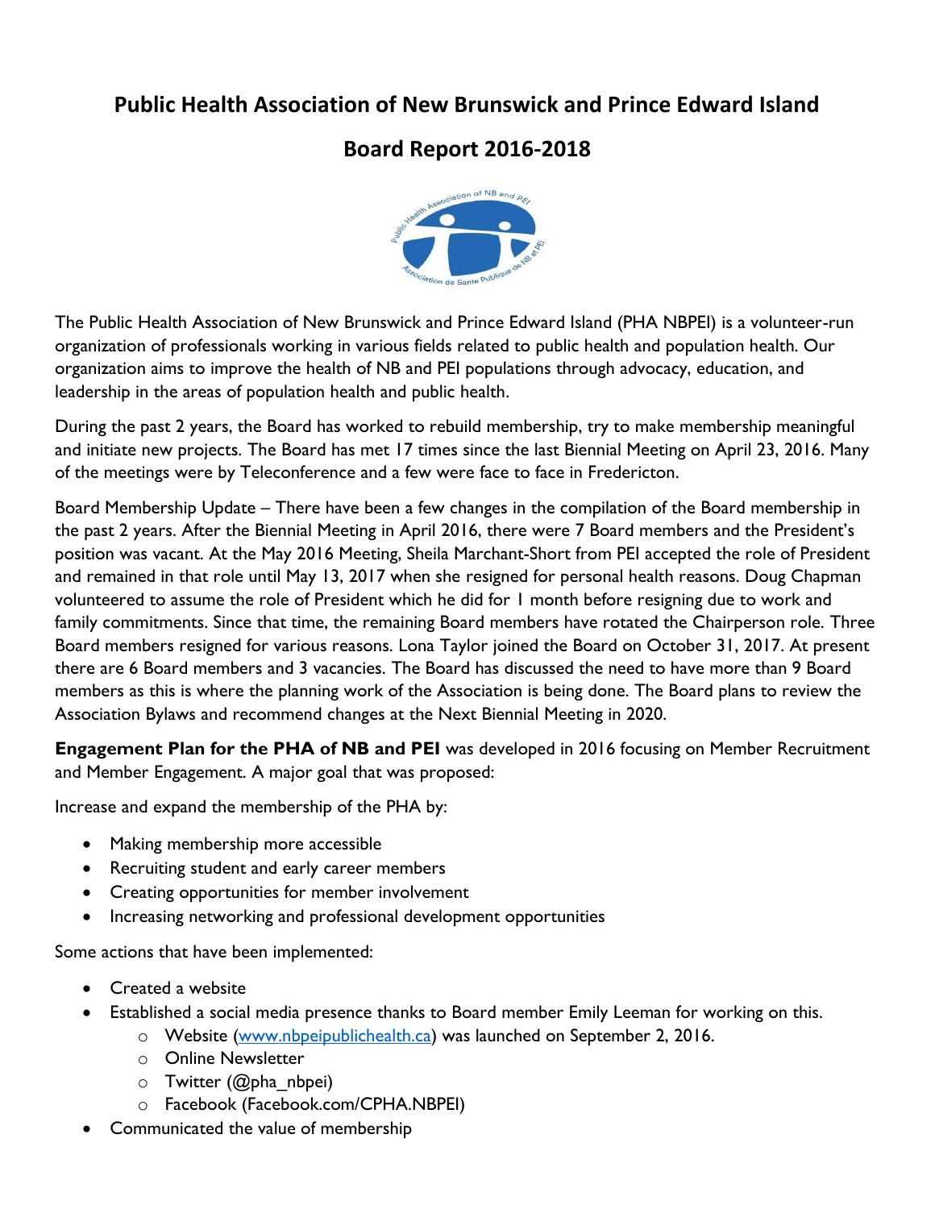# Public Health Association of New Brunswick and Prince Edward Island

## Board Report 2016-2018

The Public Health Association of New Brunswick and Prince Edward Island (PHA NBPEI) is a volunteer-run organization of professionals working in various fields related to public health and population health. Our organization aims to improve the health of NB and PEI populations through advocacy, education, and leadership in the areas of population health and public health.

During the past 2 years, the Board has worked to rebuild membership, try to make membership meaningful and initiate new projects. The Board has met 17 times since the last Biennial Meeting on April 23, 2016. Many of the meetings were by Teleconference and a few were face to face in Fredericton.

Board Membership Update – There have been a few changes in the compilation of the Board membership in the past 2 years. After the Biennial Meeting in April 2016, there were 7 Board members and the President's position was vacant. At the May 2016 Meeting, Sheila Marchant-Short from PEI accepted the role of President and remained in that role until May 13, 2017 when she resigned for personal health reasons. Doug Chapman volunteered to assume the role of President which he did for 1 month before resigning due to work and family commitments. Since that time, the remaining Board members have rotated the Chairperson role. Three Board members resigned for various reasons. Lona Taylor joined the Board on October 31, 2017. At present there are 6 Board members and 3 vacancies. The Board has discussed the need to have more than 9 Board members as this is where the planning work of the Association is being done. The Board plans to review the Association Bylaws and recommend changes at the Next Biennial Meeting in 2020.

**Engagement Plan for the PHA of NB and PEI** was developed in 2016 focusing on Member Recruitment and Member Engagement. A major goal that was proposed:

Increase and expand the membership of the PHA by:

- Making membership more accessible
- Recruiting student and early career members
- Creating opportunities for member involvement
- Increasing networking and professional development opportunities

Some actions that have been implemented:

- Created a website
- Established a social media presence thanks to Board member Emily Leeman for working on this.
  - Website ([www.nbpeipublichealth.ca](http://www.nbpeipublichealth.ca)) was launched on September 2, 2016.
  - Online Newsletter
  - Twitter (@pha_nbpei)
  - Facebook (Facebook.com/CPHA.NBPEI)
- Communicated the value of membership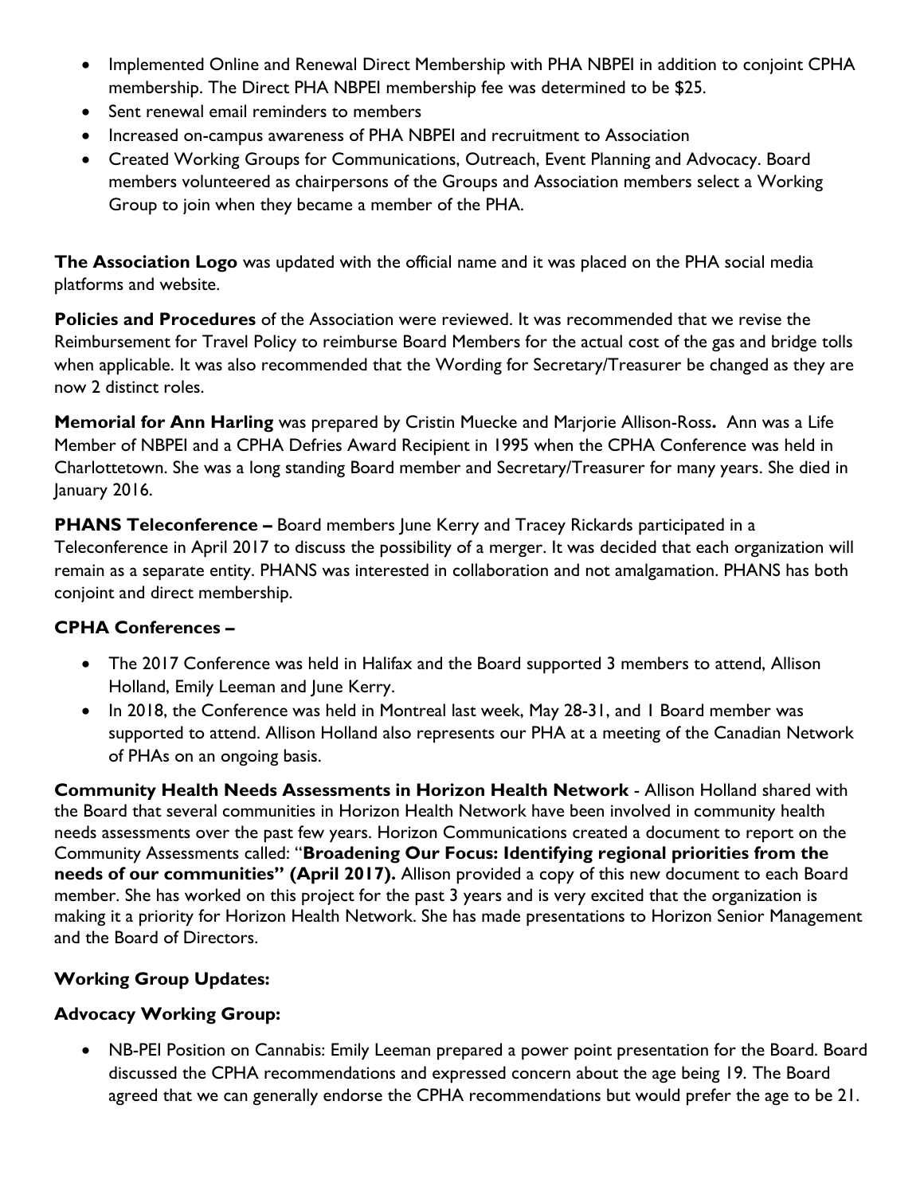- Implemented Online and Renewal Direct Membership with PHA NBPEI in addition to conjoint CPHA membership. The Direct PHA NBPEI membership fee was determined to be $25.
- Sent renewal email reminders to members
- Increased on-campus awareness of PHA NBPEI and recruitment to Association
- Created Working Groups for Communications, Outreach, Event Planning and Advocacy. Board members volunteered as chairpersons of the Groups and Association members select a Working Group to join when they became a member of the PHA.

**The Association Logo** was updated with the official name and it was placed on the PHA social media platforms and website.

**Policies and Procedures** of the Association were reviewed. It was recommended that we revise the Reimbursement for Travel Policy to reimburse Board Members for the actual cost of the gas and bridge tolls when applicable. It was also recommended that the Wording for Secretary/Treasurer be changed as they are now 2 distinct roles.

**Memorial for Ann Harling** was prepared by Cristin Muecke and Marjorie Allison-Ross**.** Ann was a Life Member of NBPEI and a CPHA Defries Award Recipient in 1995 when the CPHA Conference was held in Charlottetown. She was a long standing Board member and Secretary/Treasurer for many years. She died in January 2016.

**PHANS Teleconference –** Board members June Kerry and Tracey Rickards participated in a Teleconference in April 2017 to discuss the possibility of a merger. It was decided that each organization will remain as a separate entity. PHANS was interested in collaboration and not amalgamation. PHANS has both conjoint and direct membership.

**CPHA Conferences –**

- The 2017 Conference was held in Halifax and the Board supported 3 members to attend, Allison Holland, Emily Leeman and June Kerry.
- In 2018, the Conference was held in Montreal last week, May 28-31, and 1 Board member was supported to attend. Allison Holland also represents our PHA at a meeting of the Canadian Network of PHAs on an ongoing basis.

**Community Health Needs Assessments in Horizon Health Network** - Allison Holland shared with the Board that several communities in Horizon Health Network have been involved in community health needs assessments over the past few years. Horizon Communications created a document to report on the Community Assessments called: "**Broadening Our Focus: Identifying regional priorities from the needs of our communities" (April 2017).** Allison provided a copy of this new document to each Board member. She has worked on this project for the past 3 years and is very excited that the organization is making it a priority for Horizon Health Network. She has made presentations to Horizon Senior Management and the Board of Directors.

**Working Group Updates:**

**Advocacy Working Group:**

- NB-PEI Position on Cannabis: Emily Leeman prepared a power point presentation for the Board. Board discussed the CPHA recommendations and expressed concern about the age being 19. The Board agreed that we can generally endorse the CPHA recommendations but would prefer the age to be 21.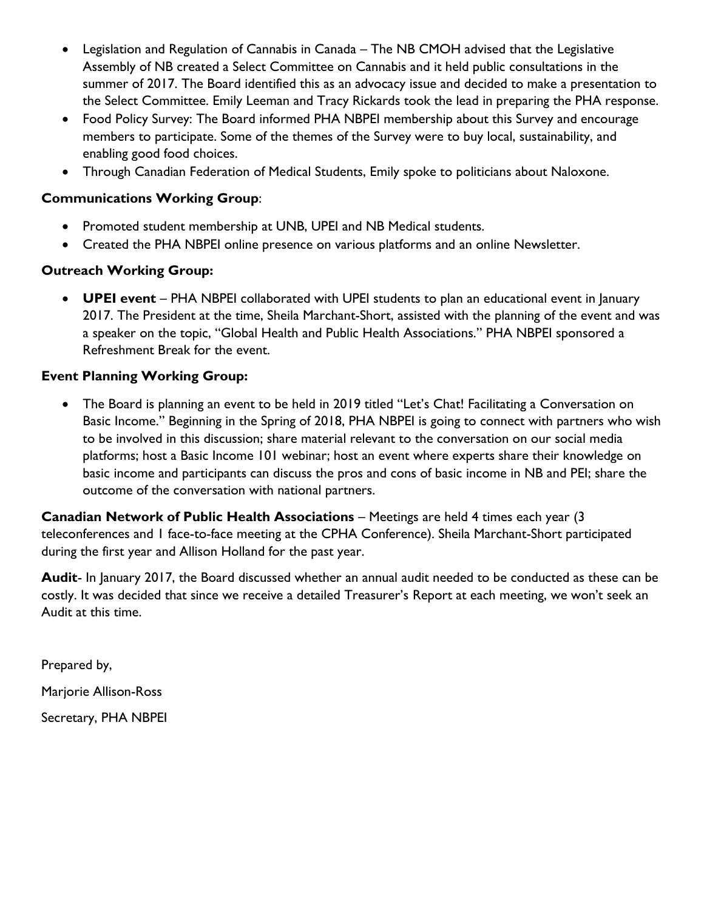- Legislation and Regulation of Cannabis in Canada – The NB CMOH advised that the Legislative Assembly of NB created a Select Committee on Cannabis and it held public consultations in the summer of 2017. The Board identified this as an advocacy issue and decided to make a presentation to the Select Committee. Emily Leeman and Tracy Rickards took the lead in preparing the PHA response.
- Food Policy Survey: The Board informed PHA NBPEI membership about this Survey and encourage members to participate. Some of the themes of the Survey were to buy local, sustainability, and enabling good food choices.
- Through Canadian Federation of Medical Students, Emily spoke to politicians about Naloxone.

**Communications Working Group**:

- Promoted student membership at UNB, UPEI and NB Medical students.
- Created the PHA NBPEI online presence on various platforms and an online Newsletter.

**Outreach Working Group:**

- **UPEI event** – PHA NBPEI collaborated with UPEI students to plan an educational event in January 2017. The President at the time, Sheila Marchant-Short, assisted with the planning of the event and was a speaker on the topic, "Global Health and Public Health Associations." PHA NBPEI sponsored a Refreshment Break for the event.

**Event Planning Working Group:**

- The Board is planning an event to be held in 2019 titled "Let's Chat! Facilitating a Conversation on Basic Income." Beginning in the Spring of 2018, PHA NBPEI is going to connect with partners who wish to be involved in this discussion; share material relevant to the conversation on our social media platforms; host a Basic Income 101 webinar; host an event where experts share their knowledge on basic income and participants can discuss the pros and cons of basic income in NB and PEI; share the outcome of the conversation with national partners.

**Canadian Network of Public Health Associations** – Meetings are held 4 times each year (3 teleconferences and 1 face-to-face meeting at the CPHA Conference). Sheila Marchant-Short participated during the first year and Allison Holland for the past year.

**Audit**- In January 2017, the Board discussed whether an annual audit needed to be conducted as these can be costly. It was decided that since we receive a detailed Treasurer's Report at each meeting, we won't seek an Audit at this time.

Prepared by,

Marjorie Allison-Ross

Secretary, PHA NBPEI